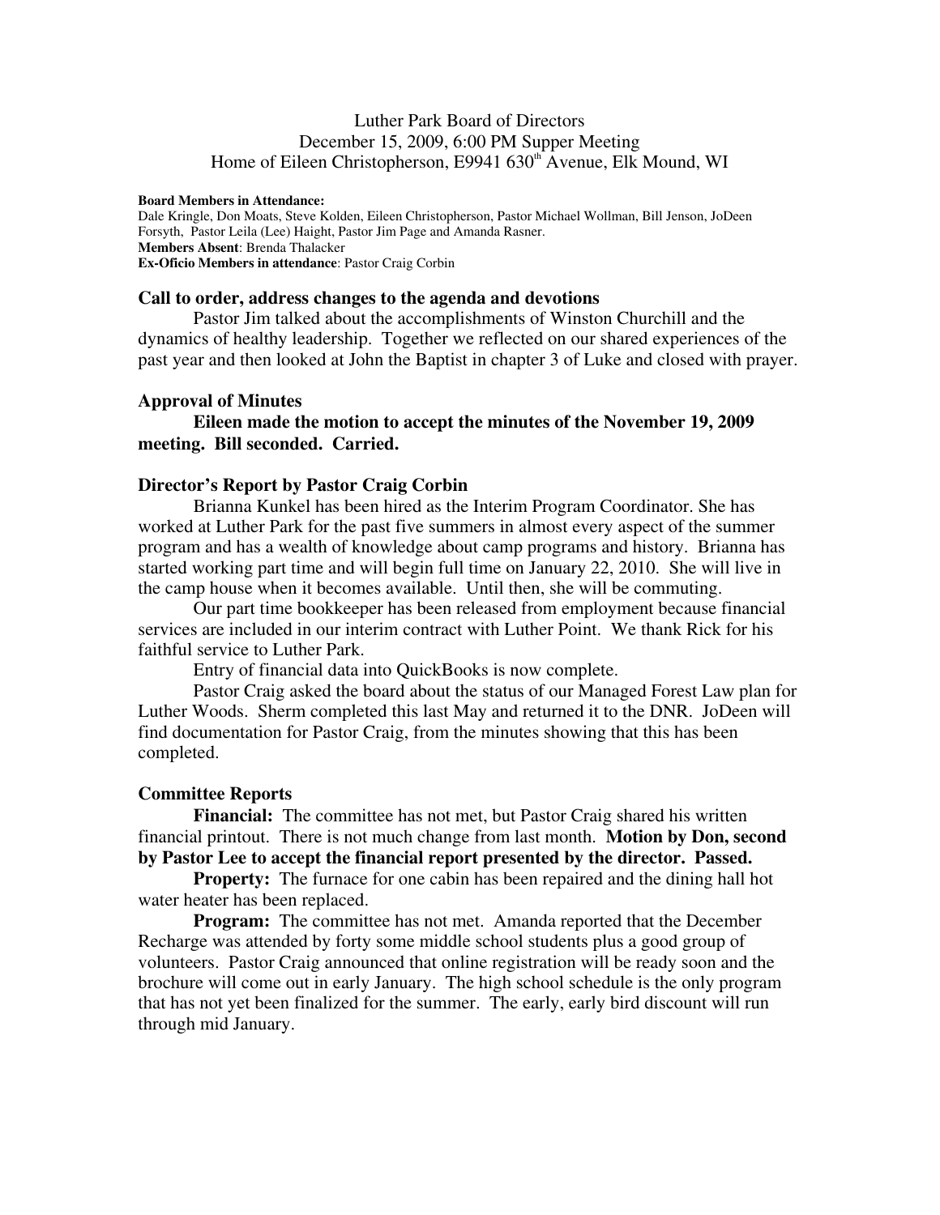Luther Park Board of Directors
December 15, 2009, 6:00 PM Supper Meeting
Home of Eileen Christopherson, E9941 630th Avenue, Elk Mound, WI

**Board Members in Attendance:**
Dale Kringle, Don Moats, Steve Kolden, Eileen Christopherson, Pastor Michael Wollman, Bill Jenson, JoDeen Forsyth, Pastor Leila (Lee) Haight, Pastor Jim Page and Amanda Rasner.
**Members Absent**: Brenda Thalacker
**Ex-Oficio Members in attendance**: Pastor Craig Corbin

### Call to order, address changes to the agenda and devotions

Pastor Jim talked about the accomplishments of Winston Churchill and the dynamics of healthy leadership. Together we reflected on our shared experiences of the past year and then looked at John the Baptist in chapter 3 of Luke and closed with prayer.

### Approval of Minutes

**Eileen made the motion to accept the minutes of the November 19, 2009 meeting. Bill seconded. Carried.**

### Director's Report by Pastor Craig Corbin

Brianna Kunkel has been hired as the Interim Program Coordinator. She has worked at Luther Park for the past five summers in almost every aspect of the summer program and has a wealth of knowledge about camp programs and history. Brianna has started working part time and will begin full time on January 22, 2010. She will live in the camp house when it becomes available. Until then, she will be commuting.

Our part time bookkeeper has been released from employment because financial services are included in our interim contract with Luther Point. We thank Rick for his faithful service to Luther Park.

Entry of financial data into QuickBooks is now complete.

Pastor Craig asked the board about the status of our Managed Forest Law plan for Luther Woods. Sherm completed this last May and returned it to the DNR. JoDeen will find documentation for Pastor Craig, from the minutes showing that this has been completed.

### Committee Reports

**Financial:** The committee has not met, but Pastor Craig shared his written financial printout. There is not much change from last month. **Motion by Don, second by Pastor Lee to accept the financial report presented by the director. Passed.**

**Property:** The furnace for one cabin has been repaired and the dining hall hot water heater has been replaced.

**Program:** The committee has not met. Amanda reported that the December Recharge was attended by forty some middle school students plus a good group of volunteers. Pastor Craig announced that online registration will be ready soon and the brochure will come out in early January. The high school schedule is the only program that has not yet been finalized for the summer. The early, early bird discount will run through mid January.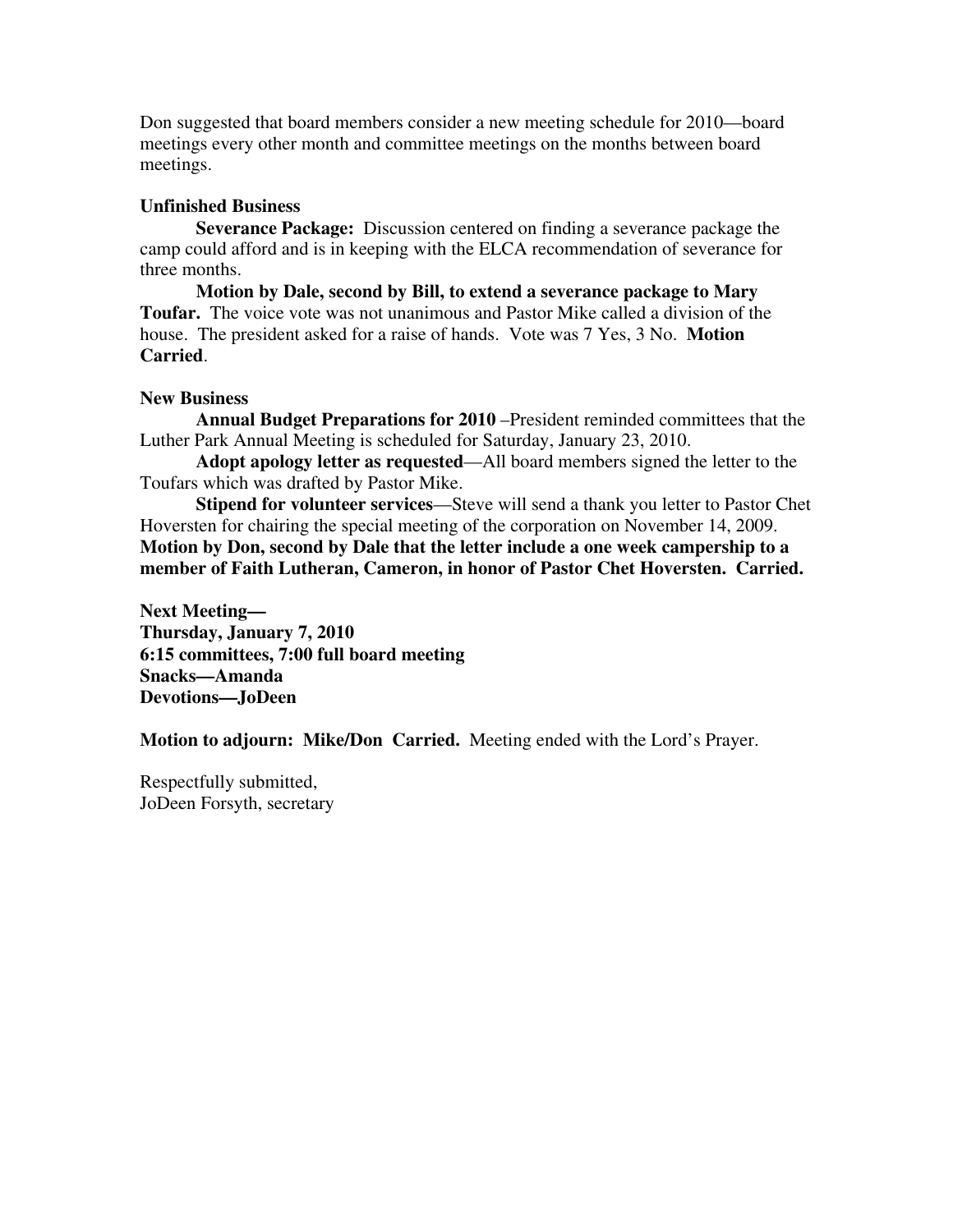Don suggested that board members consider a new meeting schedule for 2010—board meetings every other month and committee meetings on the months between board meetings.

**Unfinished Business**

**Severance Package:** Discussion centered on finding a severance package the camp could afford and is in keeping with the ELCA recommendation of severance for three months.

**Motion by Dale, second by Bill, to extend a severance package to Mary Toufar.** The voice vote was not unanimous and Pastor Mike called a division of the house. The president asked for a raise of hands. Vote was 7 Yes, 3 No. **Motion Carried**.

**New Business**

**Annual Budget Preparations for 2010** –President reminded committees that the Luther Park Annual Meeting is scheduled for Saturday, January 23, 2010.

**Adopt apology letter as requested**—All board members signed the letter to the Toufars which was drafted by Pastor Mike.

**Stipend for volunteer services**—Steve will send a thank you letter to Pastor Chet Hoversten for chairing the special meeting of the corporation on November 14, 2009. **Motion by Don, second by Dale that the letter include a one week campership to a member of Faith Lutheran, Cameron, in honor of Pastor Chet Hoversten. Carried.**

**Next Meeting—**
**Thursday, January 7, 2010**
**6:15 committees, 7:00 full board meeting**
**Snacks—Amanda**
**Devotions—JoDeen**

**Motion to adjourn: Mike/Don Carried.** Meeting ended with the Lord's Prayer.

Respectfully submitted,
JoDeen Forsyth, secretary